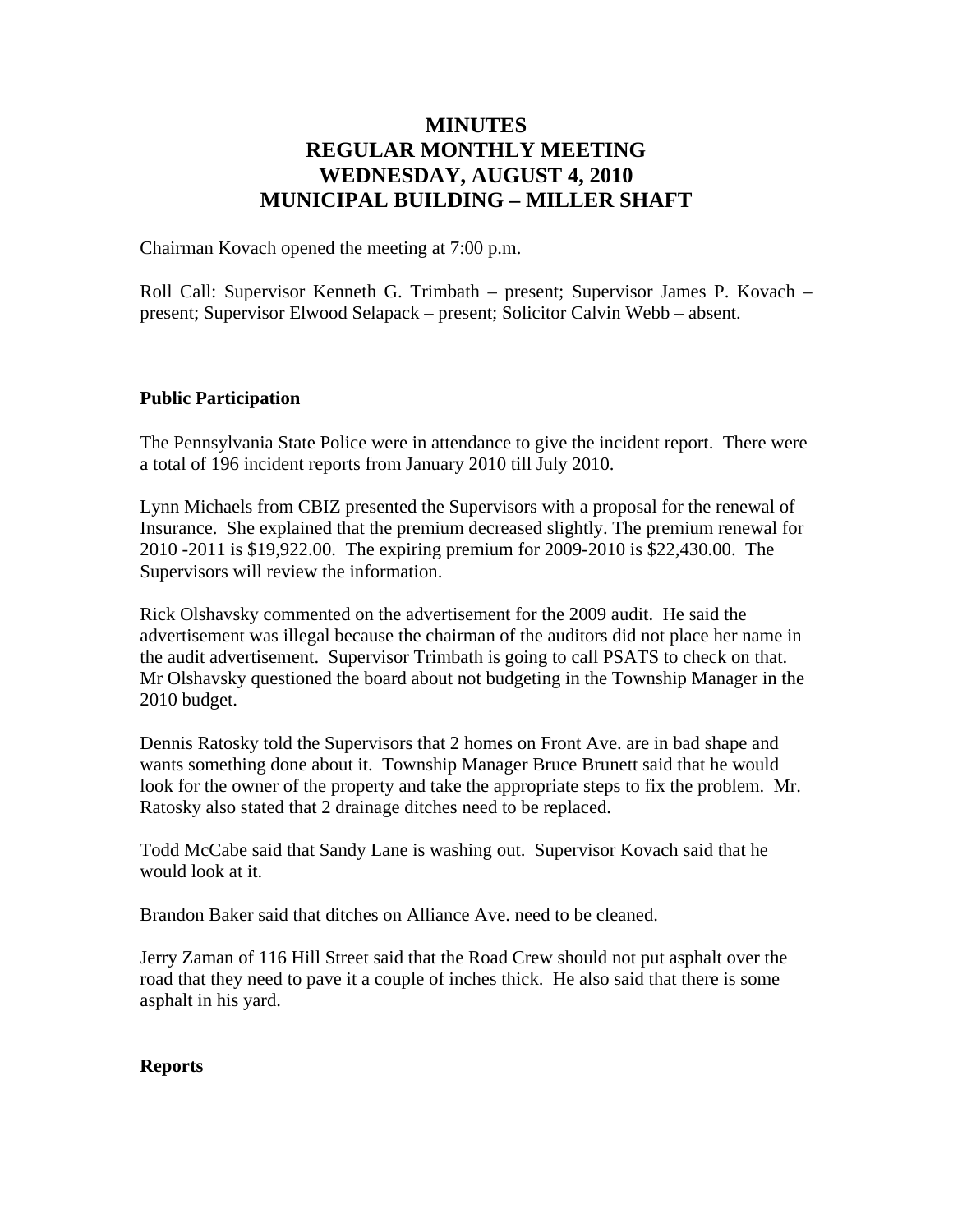# MINUTES
# REGULAR MONTHLY MEETING
# WEDNESDAY, AUGUST 4, 2010
# MUNICIPAL BUILDING – MILLER SHAFT

Chairman Kovach opened the meeting at 7:00 p.m.

Roll Call: Supervisor Kenneth G. Trimbath – present; Supervisor James P. Kovach – present; Supervisor Elwood Selapack – present; Solicitor Calvin Webb – absent.

**Public Participation**

The Pennsylvania State Police were in attendance to give the incident report. There were a total of 196 incident reports from January 2010 till July 2010.

Lynn Michaels from CBIZ presented the Supervisors with a proposal for the renewal of Insurance. She explained that the premium decreased slightly. The premium renewal for 2010 -2011 is $19,922.00. The expiring premium for 2009-2010 is $22,430.00. The Supervisors will review the information.

Rick Olshavsky commented on the advertisement for the 2009 audit. He said the advertisement was illegal because the chairman of the auditors did not place her name in the audit advertisement. Supervisor Trimbath is going to call PSATS to check on that. Mr Olshavsky questioned the board about not budgeting in the Township Manager in the 2010 budget.

Dennis Ratosky told the Supervisors that 2 homes on Front Ave. are in bad shape and wants something done about it. Township Manager Bruce Brunett said that he would look for the owner of the property and take the appropriate steps to fix the problem. Mr. Ratosky also stated that 2 drainage ditches need to be replaced.

Todd McCabe said that Sandy Lane is washing out. Supervisor Kovach said that he would look at it.

Brandon Baker said that ditches on Alliance Ave. need to be cleaned.

Jerry Zaman of 116 Hill Street said that the Road Crew should not put asphalt over the road that they need to pave it a couple of inches thick. He also said that there is some asphalt in his yard.

**Reports**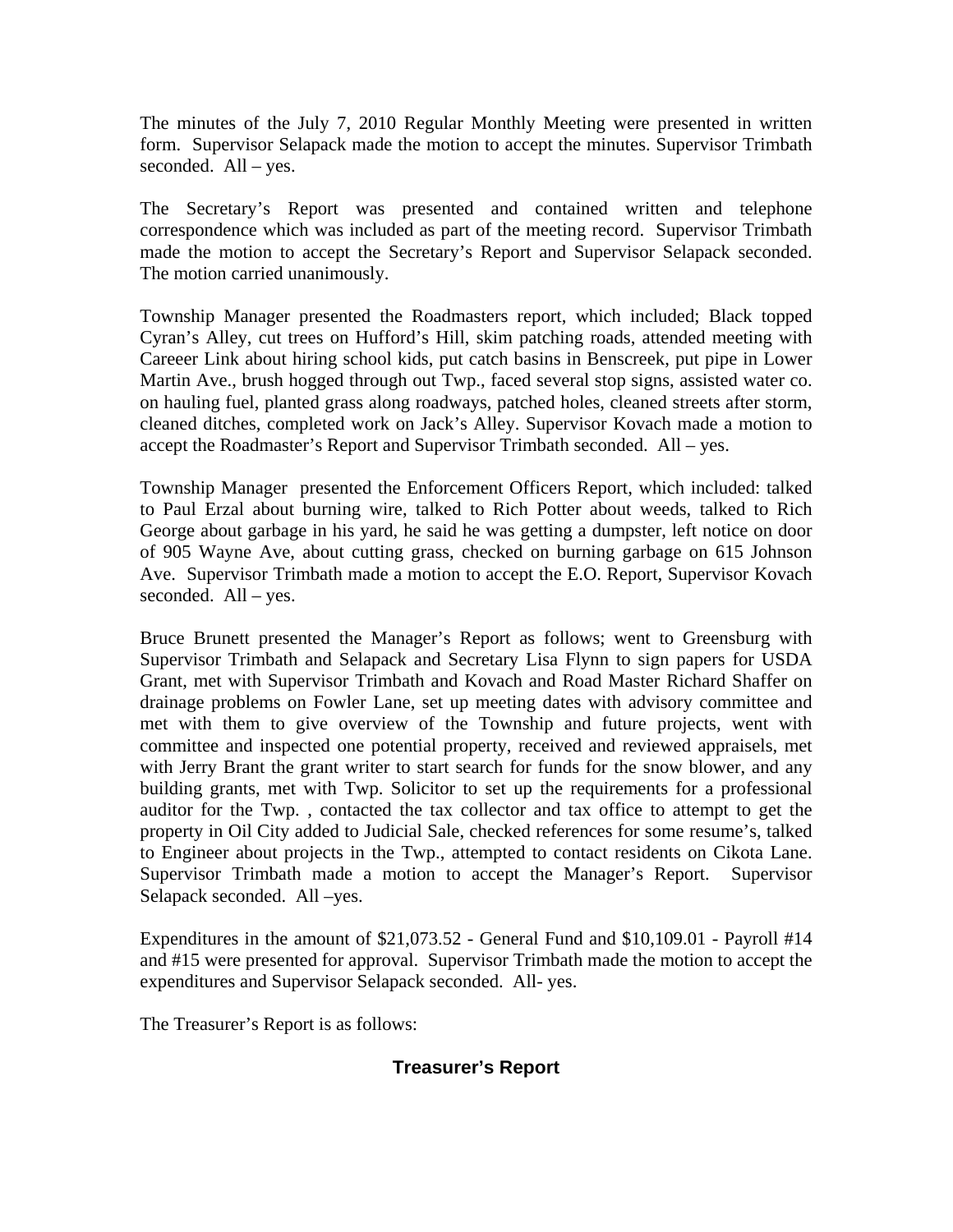The minutes of the July 7, 2010 Regular Monthly Meeting were presented in written form. Supervisor Selapack made the motion to accept the minutes. Supervisor Trimbath seconded. All – yes.

The Secretary's Report was presented and contained written and telephone correspondence which was included as part of the meeting record. Supervisor Trimbath made the motion to accept the Secretary's Report and Supervisor Selapack seconded. The motion carried unanimously.

Township Manager presented the Roadmasters report, which included; Black topped Cyran's Alley, cut trees on Hufford's Hill, skim patching roads, attended meeting with Careeer Link about hiring school kids, put catch basins in Benscreek, put pipe in Lower Martin Ave., brush hogged through out Twp., faced several stop signs, assisted water co. on hauling fuel, planted grass along roadways, patched holes, cleaned streets after storm, cleaned ditches, completed work on Jack's Alley. Supervisor Kovach made a motion to accept the Roadmaster's Report and Supervisor Trimbath seconded. All – yes.

Township Manager presented the Enforcement Officers Report, which included: talked to Paul Erzal about burning wire, talked to Rich Potter about weeds, talked to Rich George about garbage in his yard, he said he was getting a dumpster, left notice on door of 905 Wayne Ave, about cutting grass, checked on burning garbage on 615 Johnson Ave. Supervisor Trimbath made a motion to accept the E.O. Report, Supervisor Kovach seconded. All – yes.

Bruce Brunett presented the Manager's Report as follows; went to Greensburg with Supervisor Trimbath and Selapack and Secretary Lisa Flynn to sign papers for USDA Grant, met with Supervisor Trimbath and Kovach and Road Master Richard Shaffer on drainage problems on Fowler Lane, set up meeting dates with advisory committee and met with them to give overview of the Township and future projects, went with committee and inspected one potential property, received and reviewed appraisels, met with Jerry Brant the grant writer to start search for funds for the snow blower, and any building grants, met with Twp. Solicitor to set up the requirements for a professional auditor for the Twp. , contacted the tax collector and tax office to attempt to get the property in Oil City added to Judicial Sale, checked references for some resume's, talked to Engineer about projects in the Twp., attempted to contact residents on Cikota Lane. Supervisor Trimbath made a motion to accept the Manager's Report. Supervisor Selapack seconded. All –yes.

Expenditures in the amount of $21,073.52 - General Fund and $10,109.01 - Payroll #14 and #15 were presented for approval. Supervisor Trimbath made the motion to accept the expenditures and Supervisor Selapack seconded. All- yes.

The Treasurer's Report is as follows:

## Treasurer's Report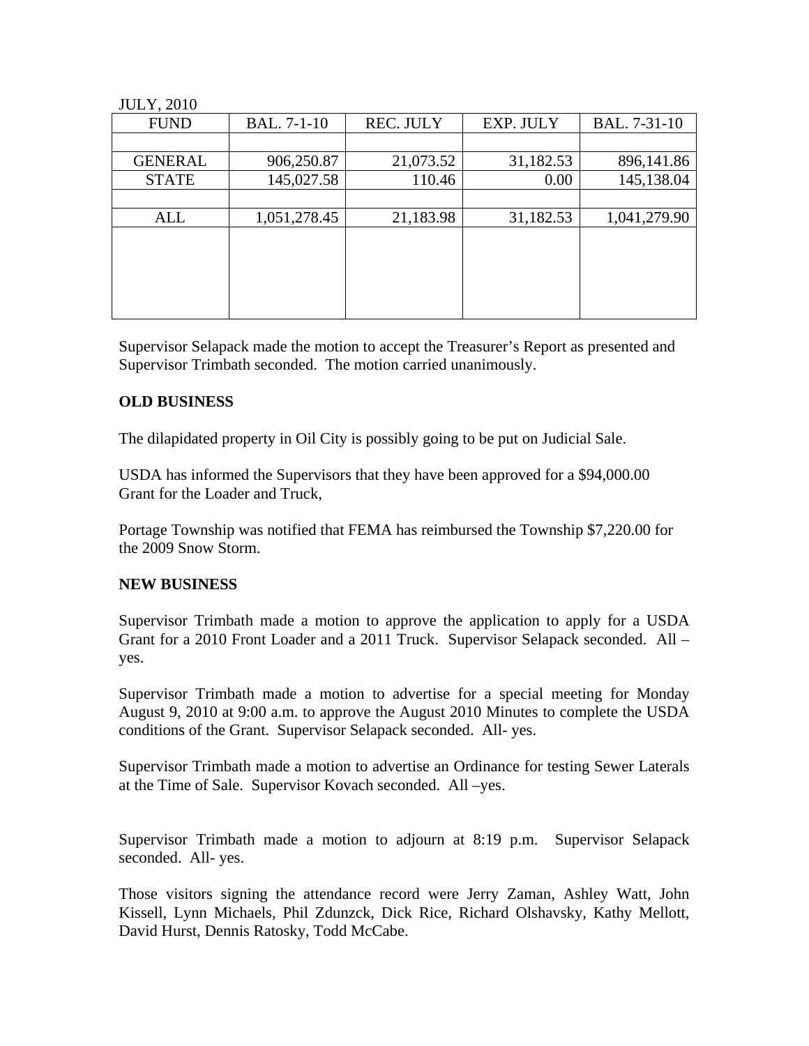JULY, 2010

| FUND | BAL. 7-1-10 | REC. JULY | EXP. JULY | BAL. 7-31-10 |
|---|---|---|---|---|
| | | | | |
| GENERAL | 906,250.87 | 21,073.52 | 31,182.53 | 896,141.86 |
| STATE | 145,027.58 | 110.46 | 0.00 | 145,138.04 |
| | | | | |
| ALL | 1,051,278.45 | 21,183.98 | 31,182.53 | 1,041,279.90 |

Supervisor Selapack made the motion to accept the Treasurer's Report as presented and Supervisor Trimbath seconded. The motion carried unanimously.

**OLD BUSINESS**

The dilapidated property in Oil City is possibly going to be put on Judicial Sale.

USDA has informed the Supervisors that they have been approved for a $94,000.00 Grant for the Loader and Truck,

Portage Township was notified that FEMA has reimbursed the Township $7,220.00 for the 2009 Snow Storm.

**NEW BUSINESS**

Supervisor Trimbath made a motion to approve the application to apply for a USDA Grant for a 2010 Front Loader and a 2011 Truck. Supervisor Selapack seconded. All – yes.

Supervisor Trimbath made a motion to advertise for a special meeting for Monday August 9, 2010 at 9:00 a.m. to approve the August 2010 Minutes to complete the USDA conditions of the Grant. Supervisor Selapack seconded. All- yes.

Supervisor Trimbath made a motion to advertise an Ordinance for testing Sewer Laterals at the Time of Sale. Supervisor Kovach seconded. All –yes.

Supervisor Trimbath made a motion to adjourn at 8:19 p.m. Supervisor Selapack seconded. All- yes.

Those visitors signing the attendance record were Jerry Zaman, Ashley Watt, John Kissell, Lynn Michaels, Phil Zdunzck, Dick Rice, Richard Olshavsky, Kathy Mellott, David Hurst, Dennis Ratosky, Todd McCabe.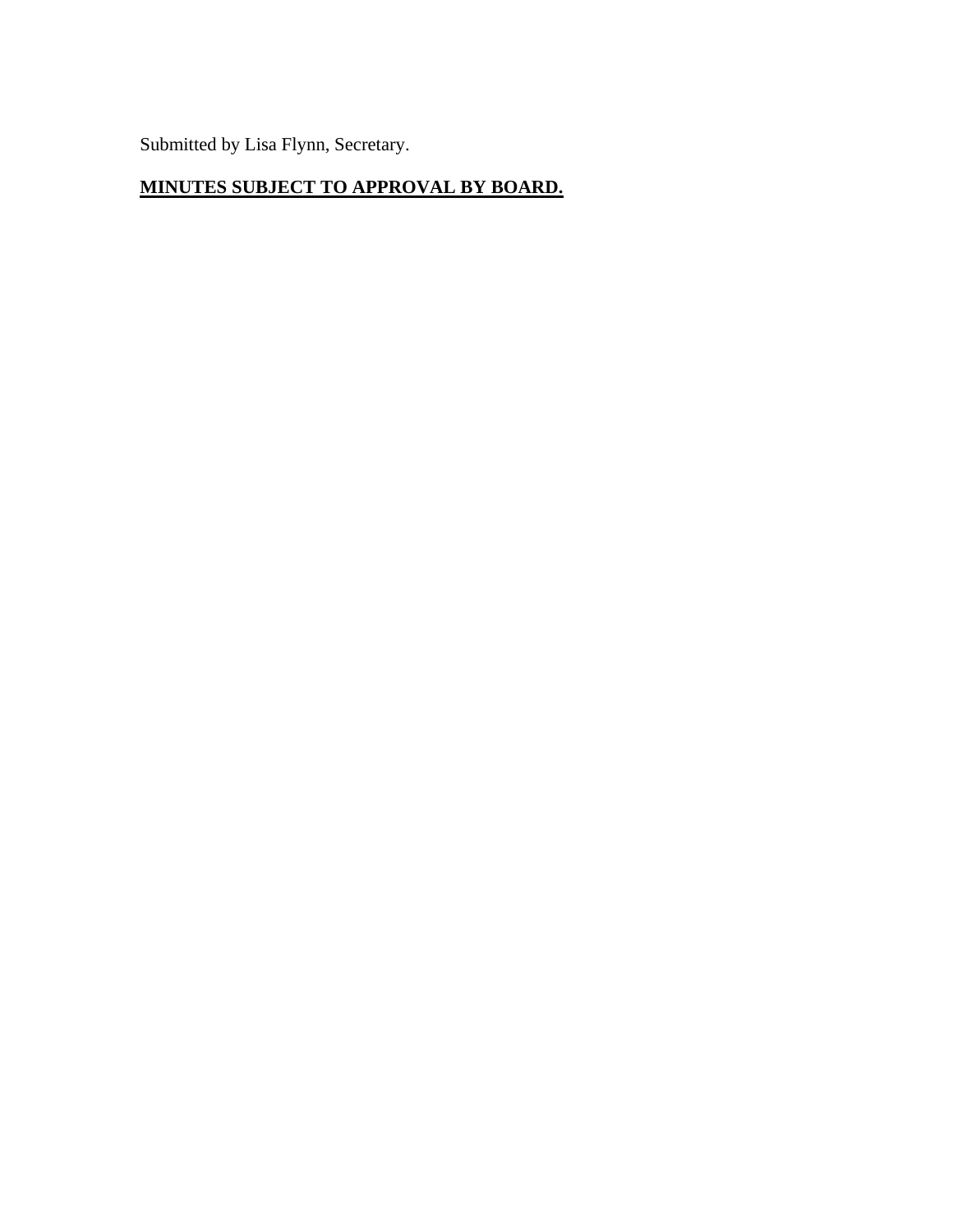Submitted by Lisa Flynn, Secretary.

**MINUTES SUBJECT TO APPROVAL BY BOARD.**